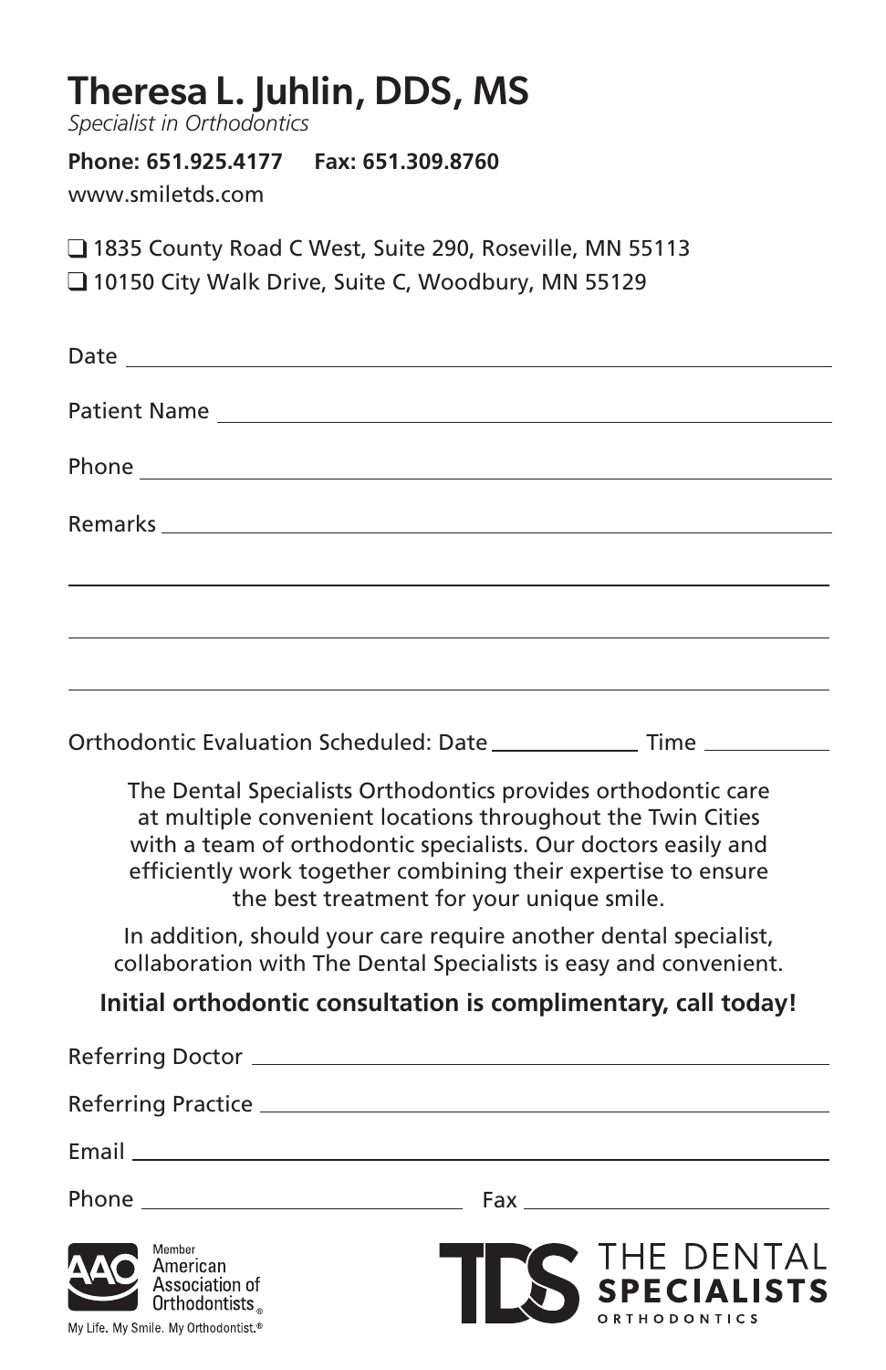# Theresa L. Juhlin, DDS, MS

*Specialist in Orthodontics*

**Phone: 651.925.4177 Fax: 651.309.8760**

www.smiletds.com

- ☐ 1835 County Road C West, Suite 290, Roseville, MN 55113
- ☐ 10150 City Walk Drive, Suite C, Woodbury, MN 55129

Date ______________________________

Patient Name ______________________________

Phone ______________________________

Remarks ______________________________

______________________________

______________________________

______________________________

Orthodontic Evaluation Scheduled: Date ____________ Time ____________

The Dental Specialists Orthodontics provides orthodontic care at multiple convenient locations throughout the Twin Cities with a team of orthodontic specialists. Our doctors easily and efficiently work together combining their expertise to ensure the best treatment for your unique smile.

In addition, should your care require another dental specialist, collaboration with The Dental Specialists is easy and convenient.

**Initial orthodontic consultation is complimentary, call today!**

Referring Doctor ______________________________

Referring Practice ______________________________

Email ______________________________

Phone ______________________________ Fax ______________________________

Member American Association of Orthodontists®

My Life. My Smile. My Orthodontist.®

TDS THE DENTAL SPECIALISTS ORTHODONTICS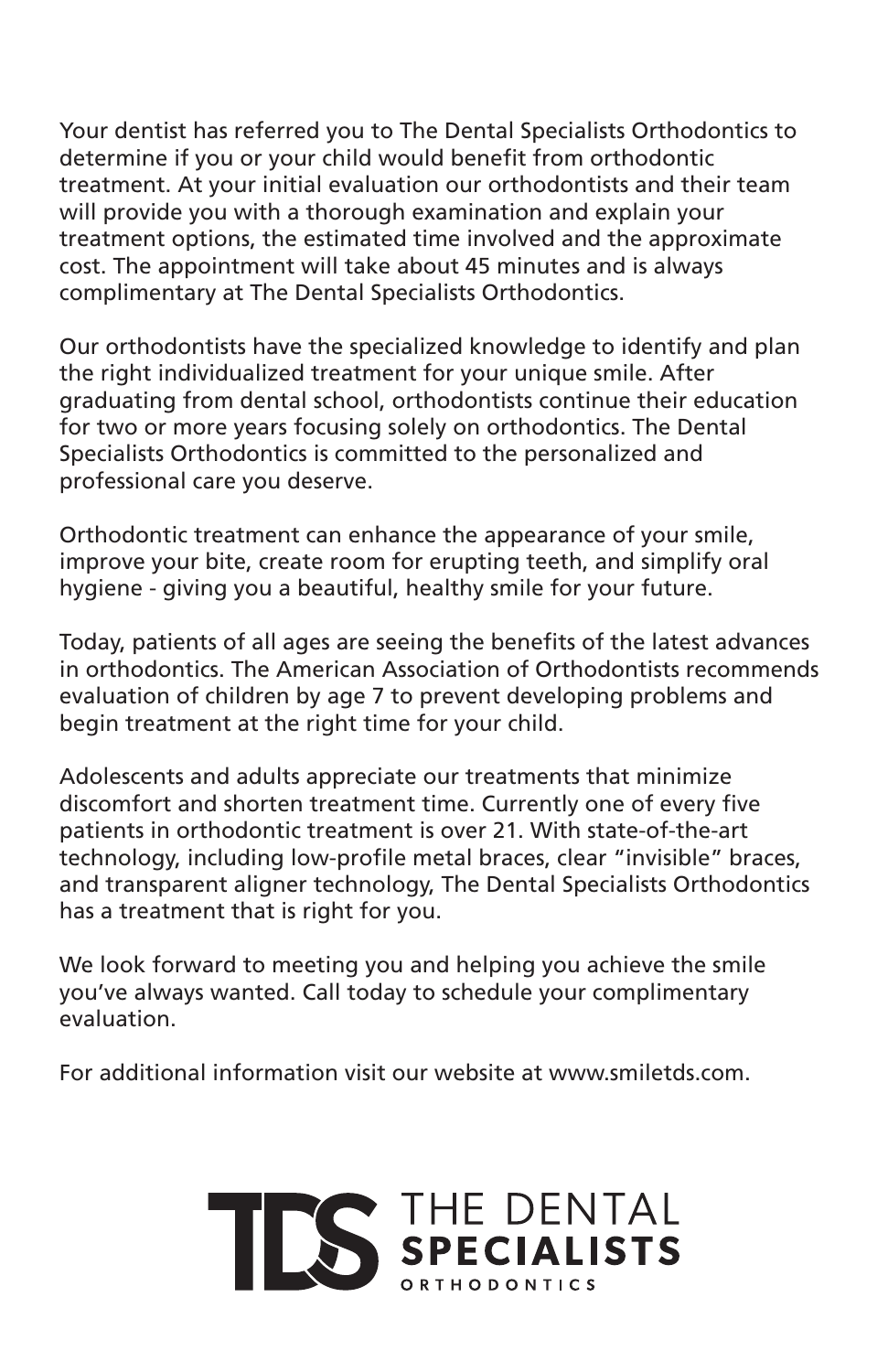Your dentist has referred you to The Dental Specialists Orthodontics to determine if you or your child would benefit from orthodontic treatment. At your initial evaluation our orthodontists and their team will provide you with a thorough examination and explain your treatment options, the estimated time involved and the approximate cost. The appointment will take about 45 minutes and is always complimentary at The Dental Specialists Orthodontics.

Our orthodontists have the specialized knowledge to identify and plan the right individualized treatment for your unique smile. After graduating from dental school, orthodontists continue their education for two or more years focusing solely on orthodontics. The Dental Specialists Orthodontics is committed to the personalized and professional care you deserve.

Orthodontic treatment can enhance the appearance of your smile, improve your bite, create room for erupting teeth, and simplify oral hygiene - giving you a beautiful, healthy smile for your future.

Today, patients of all ages are seeing the benefits of the latest advances in orthodontics. The American Association of Orthodontists recommends evaluation of children by age 7 to prevent developing problems and begin treatment at the right time for your child.

Adolescents and adults appreciate our treatments that minimize discomfort and shorten treatment time. Currently one of every five patients in orthodontic treatment is over 21. With state-of-the-art technology, including low-profile metal braces, clear "invisible" braces, and transparent aligner technology, The Dental Specialists Orthodontics has a treatment that is right for you.

We look forward to meeting you and helping you achieve the smile you've always wanted. Call today to schedule your complimentary evaluation.

For additional information visit our website at www.smiletds.com.

TDS THE DENTAL **SPECIALISTS** ORTHODONTICS